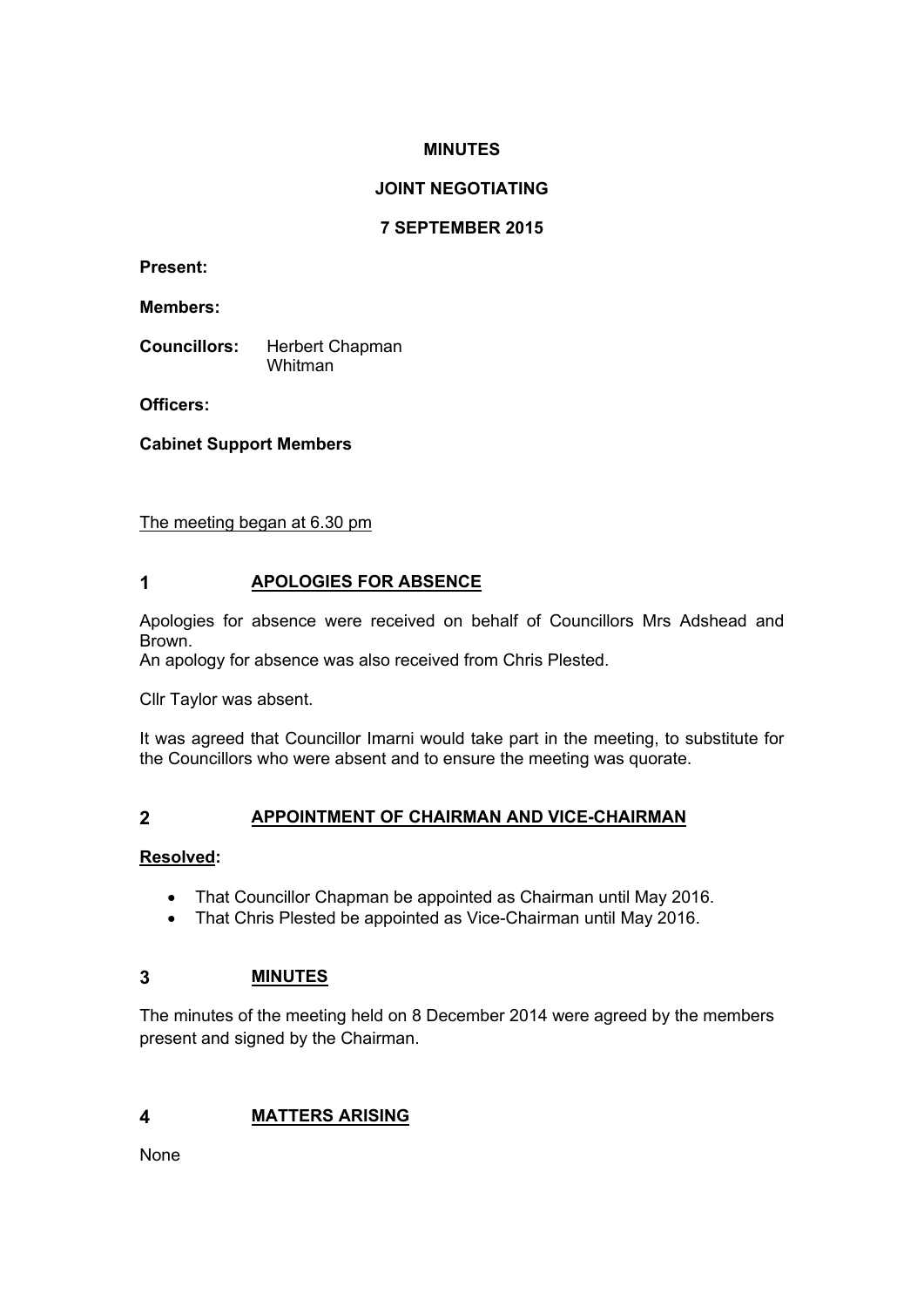# MINUTES

## JOINT NEGOTIATING

## 7 SEPTEMBER 2015

**Present:**

**Members:**

**Councillors:** Herbert Chapman
Whitman

**Officers:**

**Cabinet Support Members**

The meeting began at 6.30 pm

## 1 APOLOGIES FOR ABSENCE

Apologies for absence were received on behalf of Councillors Mrs Adshead and Brown.
An apology for absence was also received from Chris Plested.

Cllr Taylor was absent.

It was agreed that Councillor Imarni would take part in the meeting, to substitute for the Councillors who were absent and to ensure the meeting was quorate.

## 2 APPOINTMENT OF CHAIRMAN AND VICE-CHAIRMAN

**Resolved:**

- That Councillor Chapman be appointed as Chairman until May 2016.
- That Chris Plested be appointed as Vice-Chairman until May 2016.

## 3 MINUTES

The minutes of the meeting held on 8 December 2014 were agreed by the members present and signed by the Chairman.

## 4 MATTERS ARISING

None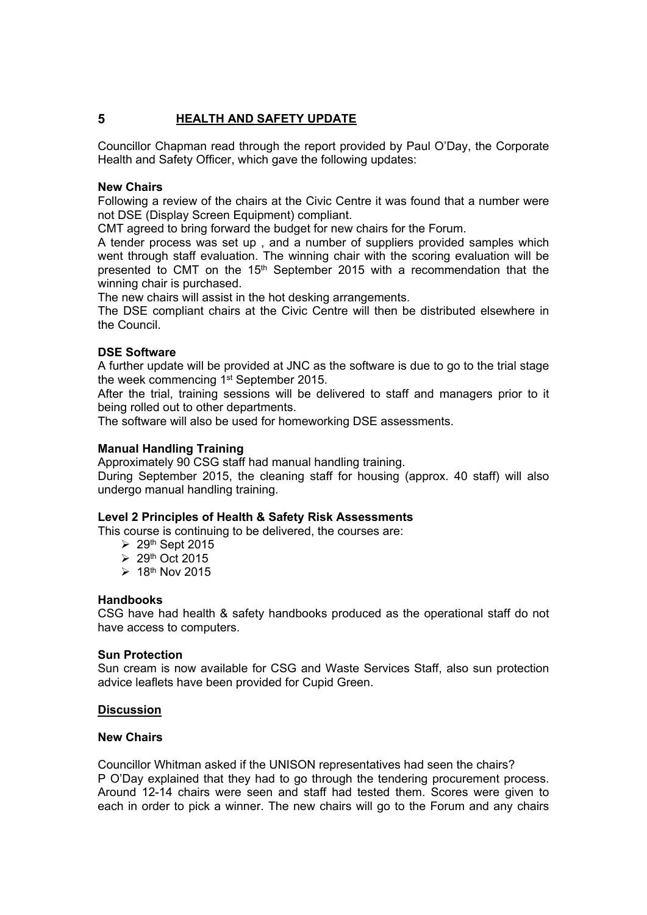## 5 HEALTH AND SAFETY UPDATE

Councillor Chapman read through the report provided by Paul O'Day, the Corporate Health and Safety Officer, which gave the following updates:

**New Chairs**

Following a review of the chairs at the Civic Centre it was found that a number were not DSE (Display Screen Equipment) compliant.

CMT agreed to bring forward the budget for new chairs for the Forum.

A tender process was set up , and a number of suppliers provided samples which went through staff evaluation. The winning chair with the scoring evaluation will be presented to CMT on the 15th September 2015 with a recommendation that the winning chair is purchased.

The new chairs will assist in the hot desking arrangements.

The DSE compliant chairs at the Civic Centre will then be distributed elsewhere in the Council.

**DSE Software**

A further update will be provided at JNC as the software is due to go to the trial stage the week commencing 1st September 2015.

After the trial, training sessions will be delivered to staff and managers prior to it being rolled out to other departments.

The software will also be used for homeworking DSE assessments.

**Manual Handling Training**

Approximately 90 CSG staff had manual handling training.

During September 2015, the cleaning staff for housing (approx. 40 staff) will also undergo manual handling training.

**Level 2 Principles of Health & Safety Risk Assessments**

This course is continuing to be delivered, the courses are:

- 29th Sept 2015
- 29th Oct 2015
- 18th Nov 2015

**Handbooks**

CSG have had health & safety handbooks produced as the operational staff do not have access to computers.

**Sun Protection**

Sun cream is now available for CSG and Waste Services Staff, also sun protection advice leaflets have been provided for Cupid Green.

**Discussion**

**New Chairs**

Councillor Whitman asked if the UNISON representatives had seen the chairs?

P O'Day explained that they had to go through the tendering procurement process. Around 12-14 chairs were seen and staff had tested them. Scores were given to each in order to pick a winner. The new chairs will go to the Forum and any chairs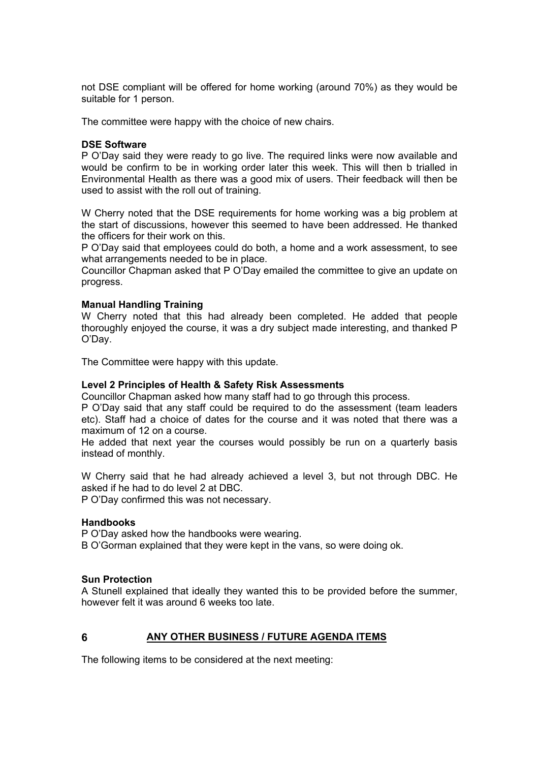not DSE compliant will be offered for home working (around 70%) as they would be suitable for 1 person.

The committee were happy with the choice of new chairs.

**DSE Software**

P O'Day said they were ready to go live. The required links were now available and would be confirm to be in working order later this week. This will then b trialled in Environmental Health as there was a good mix of users. Their feedback will then be used to assist with the roll out of training.

W Cherry noted that the DSE requirements for home working was a big problem at the start of discussions, however this seemed to have been addressed. He thanked the officers for their work on this.

P O'Day said that employees could do both, a home and a work assessment, to see what arrangements needed to be in place.

Councillor Chapman asked that P O'Day emailed the committee to give an update on progress.

**Manual Handling Training**

W Cherry noted that this had already been completed. He added that people thoroughly enjoyed the course, it was a dry subject made interesting, and thanked P O'Day.

The Committee were happy with this update.

**Level 2 Principles of Health & Safety Risk Assessments**

Councillor Chapman asked how many staff had to go through this process.

P O'Day said that any staff could be required to do the assessment (team leaders etc). Staff had a choice of dates for the course and it was noted that there was a maximum of 12 on a course.

He added that next year the courses would possibly be run on a quarterly basis instead of monthly.

W Cherry said that he had already achieved a level 3, but not through DBC. He asked if he had to do level 2 at DBC.

P O'Day confirmed this was not necessary.

**Handbooks**

P O'Day asked how the handbooks were wearing.

B O'Gorman explained that they were kept in the vans, so were doing ok.

**Sun Protection**

A Stunell explained that ideally they wanted this to be provided before the summer, however felt it was around 6 weeks too late.

## 6 ANY OTHER BUSINESS / FUTURE AGENDA ITEMS

The following items to be considered at the next meeting: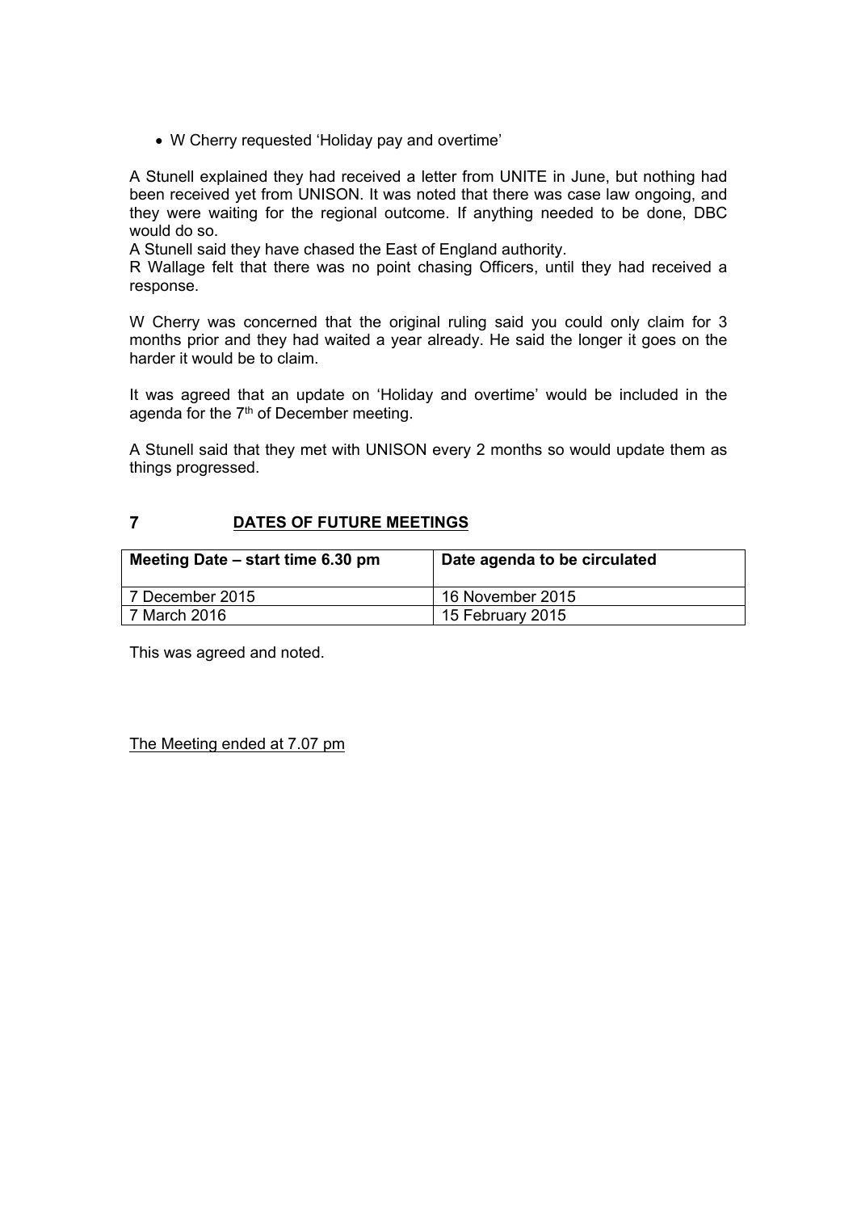- W Cherry requested 'Holiday pay and overtime'

A Stunell explained they had received a letter from UNITE in June, but nothing had been received yet from UNISON. It was noted that there was case law ongoing, and they were waiting for the regional outcome. If anything needed to be done, DBC would do so.
A Stunell said they have chased the East of England authority.
R Wallage felt that there was no point chasing Officers, until they had received a response.

W Cherry was concerned that the original ruling said you could only claim for 3 months prior and they had waited a year already. He said the longer it goes on the harder it would be to claim.

It was agreed that an update on 'Holiday and overtime' would be included in the agenda for the 7th of December meeting.

A Stunell said that they met with UNISON every 2 months so would update them as things progressed.

## 7 DATES OF FUTURE MEETINGS

| Meeting Date – start time 6.30 pm | Date agenda to be circulated |
|---|---|
| 7 December 2015 | 16 November 2015 |
| 7 March 2016 | 15 February 2015 |

This was agreed and noted.

The Meeting ended at 7.07 pm